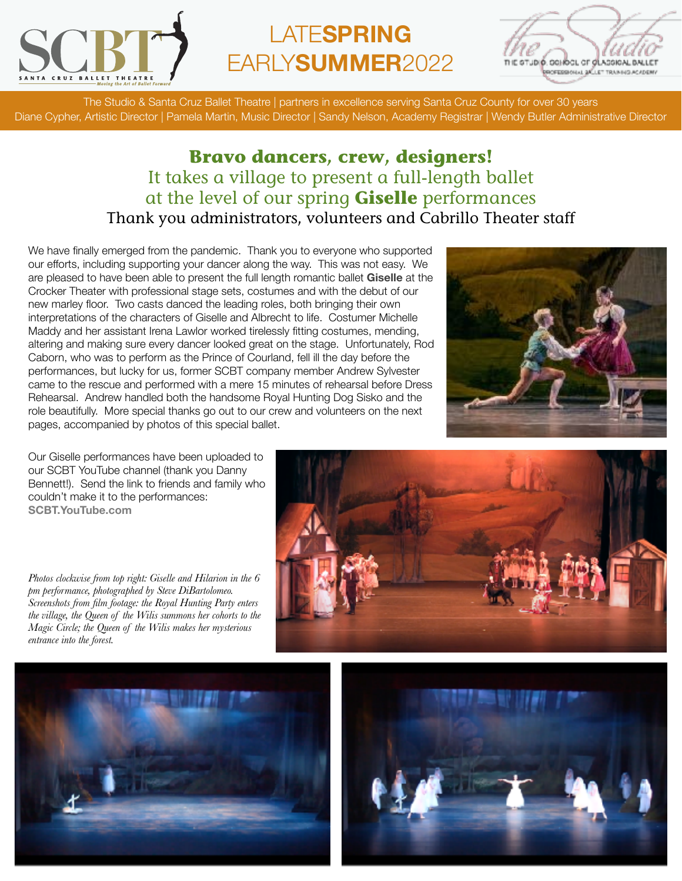# LATE**SPRING** EARLY**SUMMER**2022

The Studio & Santa Cruz Ballet Theatre | partners in excellence serving Santa Cruz County for over 30 years
Diane Cypher, Artistic Director | Pamela Martin, Music Director | Sandy Nelson, Academy Registrar | Wendy Butler Administrative Director

## **Bravo dancers, crew, designers!**
### It takes a village to present a full-length ballet at the level of our spring **Giselle** performances
### Thank you administrators, volunteers and Cabrillo Theater staff

We have finally emerged from the pandemic. Thank you to everyone who supported our efforts, including supporting your dancer along the way. This was not easy. We are pleased to have been able to present the full length romantic ballet **Giselle** at the Crocker Theater with professional stage sets, costumes and with the debut of our new marley floor. Two casts danced the leading roles, both bringing their own interpretations of the characters of Giselle and Albrecht to life. Costumer Michelle Maddy and her assistant Irena Lawlor worked tirelessly fitting costumes, mending, altering and making sure every dancer looked great on the stage. Unfortunately, Rod Caborn, who was to perform as the Prince of Courland, fell ill the day before the performances, but lucky for us, former SCBT company member Andrew Sylvester came to the rescue and performed with a mere 15 minutes of rehearsal before Dress Rehearsal. Andrew handled both the handsome Royal Hunting Dog Sisko and the role beautifully. More special thanks go out to our crew and volunteers on the next pages, accompanied by photos of this special ballet.

Our Giselle performances have been uploaded to our SCBT YouTube channel (thank you Danny Bennett!). Send the link to friends and family who couldn't make it to the performances: **SCBT.YouTube.com**

*Photos clockwise from top right: Giselle and Hilarion in the 6 pm performance, photographed by Steve DiBartolomeo. Screenshots from film footage: the Royal Hunting Party enters the village, the Queen of the Wilis summons her cohorts to the Magic Circle; the Queen of the Wilis makes her mysterious entrance into the forest.*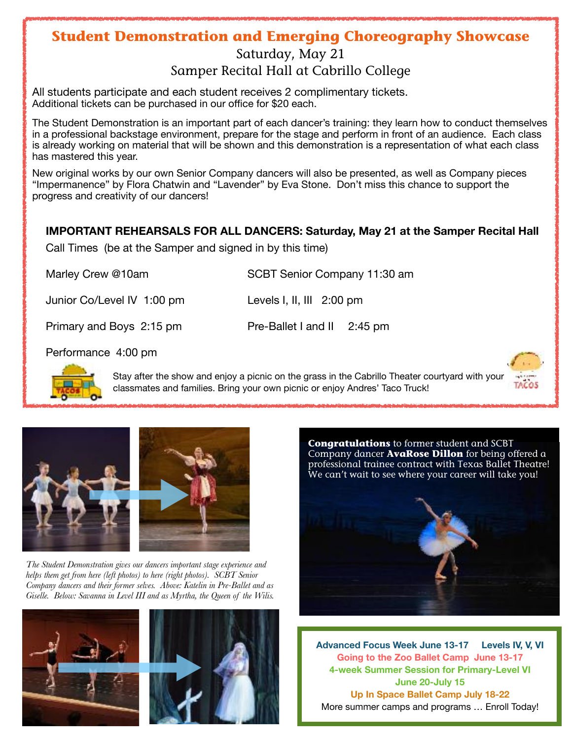## Student Demonstration and Emerging Choreography Showcase

Saturday, May 21

Samper Recital Hall at Cabrillo College

All students participate and each student receives 2 complimentary tickets. Additional tickets can be purchased in our office for $20 each.

The Student Demonstration is an important part of each dancer's training: they learn how to conduct themselves in a professional backstage environment, prepare for the stage and perform in front of an audience. Each class is already working on material that will be shown and this demonstration is a representation of what each class has mastered this year.

New original works by our own Senior Company dancers will also be presented, as well as Company pieces "Impermanence" by Flora Chatwin and "Lavender" by Eva Stone. Don't miss this chance to support the progress and creativity of our dancers!

**IMPORTANT REHEARSALS FOR ALL DANCERS: Saturday, May 21 at the Samper Recital Hall**

Call Times (be at the Samper and signed in by this time)

| | |
|---|---|
| Marley Crew @10am | SCBT Senior Company 11:30 am |
| Junior Co/Level IV 1:00 pm | Levels I, II, III 2:00 pm |
| Primary and Boys 2:15 pm | Pre-Ballet I and II 2:45 pm |

Performance 4:00 pm

Stay after the show and enjoy a picnic on the grass in the Cabrillo Theater courtyard with your classmates and families. Bring your own picnic or enjoy Andres' Taco Truck!

*The Student Demonstration gives our dancers important stage experience and helps them get from here (left photos) to here (right photos). SCBT Senior Company dancers and their former selves. Above: Katelin in Pre-Ballet and as Giselle. Below: Savanna in Level III and as Myrtha, the Queen of the Wilis.*

**Congratulations** to former student and SCBT Company dancer **AvaRose Dillon** for being offered a professional trainee contract with Texas Ballet Theatre! We can't wait to see where your career will take you!

**Advanced Focus Week June 13-17 Levels IV, V, VI**

**Going to the Zoo Ballet Camp June 13-17**

**4-week Summer Session for Primary-Level VI June 20-July 15**

**Up In Space Ballet Camp July 18-22**

More summer camps and programs … Enroll Today!